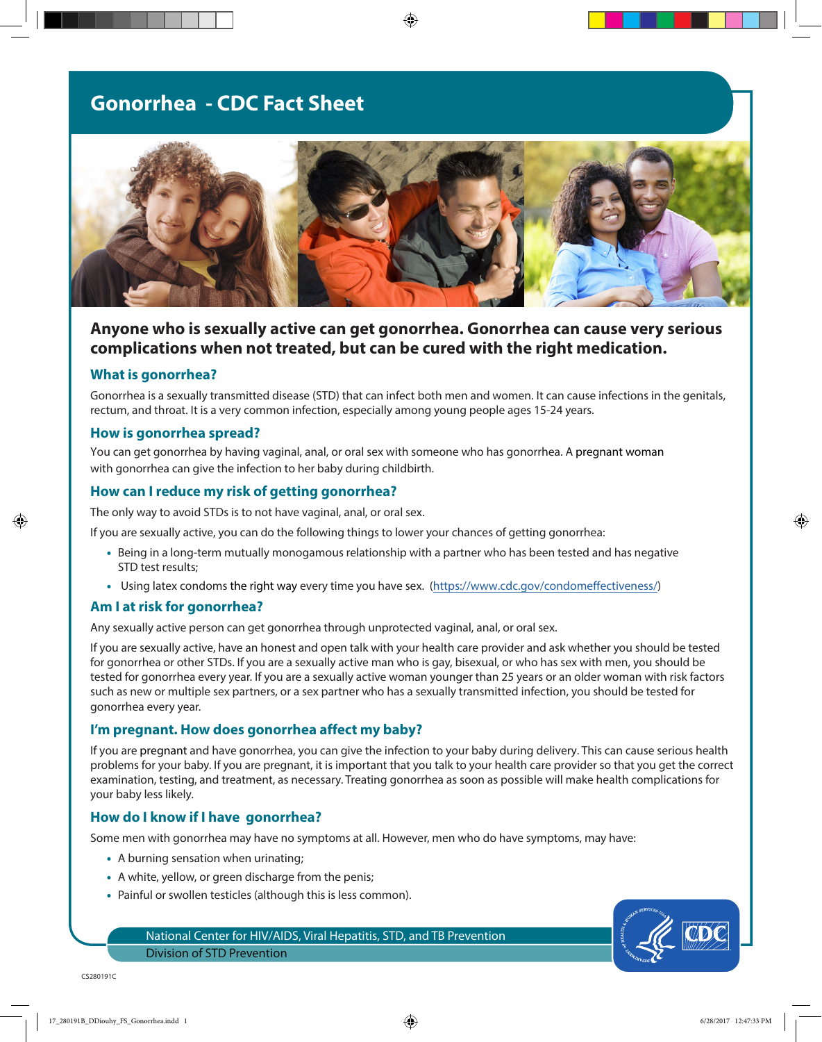# Gonorrhea - CDC Fact Sheet

**Anyone who is sexually active can get gonorrhea. Gonorrhea can cause very serious complications when not treated, but can be cured with the right medication.**

## What is gonorrhea?

Gonorrhea is a sexually transmitted disease (STD) that can infect both men and women. It can cause infections in the genitals, rectum, and throat. It is a very common infection, especially among young people ages 15-24 years.

## How is gonorrhea spread?

You can get gonorrhea by having vaginal, anal, or oral sex with someone who has gonorrhea. A pregnant woman with gonorrhea can give the infection to her baby during childbirth.

## How can I reduce my risk of getting gonorrhea?

The only way to avoid STDs is to not have vaginal, anal, or oral sex.

If you are sexually active, you can do the following things to lower your chances of getting gonorrhea:

- Being in a long-term mutually monogamous relationship with a partner who has been tested and has negative STD test results;
- Using latex condoms the right way every time you have sex. (https://www.cdc.gov/condomeffectiveness/)

## Am I at risk for gonorrhea?

Any sexually active person can get gonorrhea through unprotected vaginal, anal, or oral sex.

If you are sexually active, have an honest and open talk with your health care provider and ask whether you should be tested for gonorrhea or other STDs. If you are a sexually active man who is gay, bisexual, or who has sex with men, you should be tested for gonorrhea every year. If you are a sexually active woman younger than 25 years or an older woman with risk factors such as new or multiple sex partners, or a sex partner who has a sexually transmitted infection, you should be tested for gonorrhea every year.

## I'm pregnant. How does gonorrhea affect my baby?

If you are pregnant and have gonorrhea, you can give the infection to your baby during delivery. This can cause serious health problems for your baby. If you are pregnant, it is important that you talk to your health care provider so that you get the correct examination, testing, and treatment, as necessary. Treating gonorrhea as soon as possible will make health complications for your baby less likely.

## How do I know if I have gonorrhea?

Some men with gonorrhea may have no symptoms at all. However, men who do have symptoms, may have:

- A burning sensation when urinating;
- A white, yellow, or green discharge from the penis;
- Painful or swollen testicles (although this is less common).

National Center for HIV/AIDS, Viral Hepatitis, STD, and TB Prevention
Division of STD Prevention

CS280191C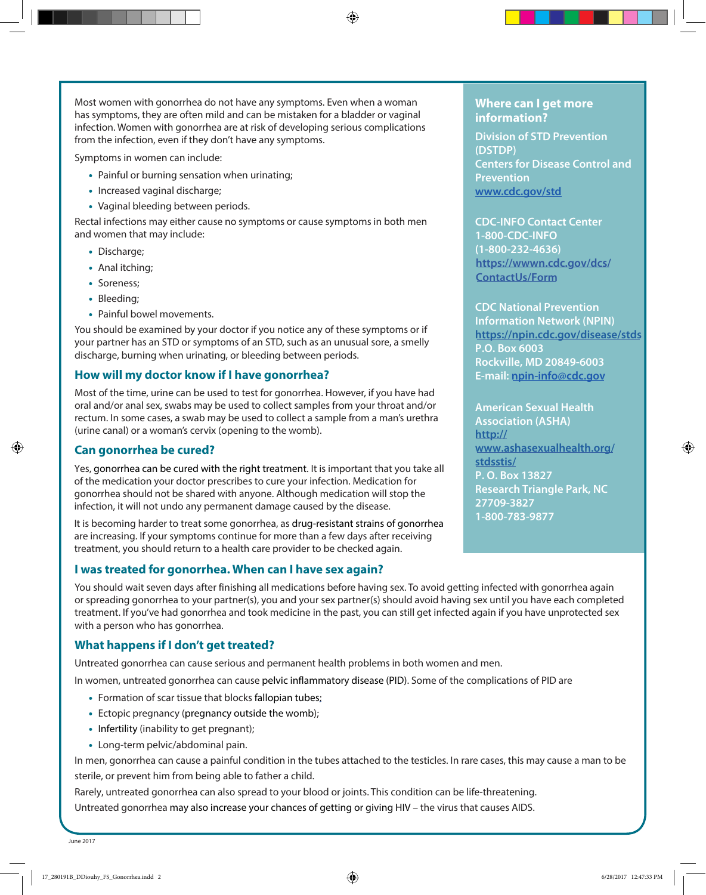Most women with gonorrhea do not have any symptoms. Even when a woman has symptoms, they are often mild and can be mistaken for a bladder or vaginal infection. Women with gonorrhea are at risk of developing serious complications from the infection, even if they don't have any symptoms.

Symptoms in women can include:

- Painful or burning sensation when urinating;
- Increased vaginal discharge;
- Vaginal bleeding between periods.

Rectal infections may either cause no symptoms or cause symptoms in both men and women that may include:

- Discharge;
- Anal itching;
- Soreness;
- Bleeding;
- Painful bowel movements.

You should be examined by your doctor if you notice any of these symptoms or if your partner has an STD or symptoms of an STD, such as an unusual sore, a smelly discharge, burning when urinating, or bleeding between periods.

## How will my doctor know if I have gonorrhea?

Most of the time, urine can be used to test for gonorrhea. However, if you have had oral and/or anal sex, swabs may be used to collect samples from your throat and/or rectum. In some cases, a swab may be used to collect a sample from a man's urethra (urine canal) or a woman's cervix (opening to the womb).

## Can gonorrhea be cured?

Yes, gonorrhea can be cured with the right treatment. It is important that you take all of the medication your doctor prescribes to cure your infection. Medication for gonorrhea should not be shared with anyone. Although medication will stop the infection, it will not undo any permanent damage caused by the disease.

It is becoming harder to treat some gonorrhea, as drug-resistant strains of gonorrhea are increasing. If your symptoms continue for more than a few days after receiving treatment, you should return to a health care provider to be checked again.

## Where can I get more information?

**Division of STD Prevention (DSTDP)**
**Centers for Disease Control and Prevention**
**www.cdc.gov/std**

**CDC-INFO Contact Center**
**1-800-CDC-INFO**
**(1-800-232-4636)**
**https://wwwn.cdc.gov/dcs/ContactUs/Form**

**CDC National Prevention Information Network (NPIN)**
**https://npin.cdc.gov/disease/stds**
**P.O. Box 6003**
**Rockville, MD 20849-6003**
**E-mail: npin-info@cdc.gov**

**American Sexual Health Association (ASHA)**
**http://www.ashasexualhealth.org/stdsstis/**
**P. O. Box 13827**
**Research Triangle Park, NC 27709-3827**
**1-800-783-9877**

## I was treated for gonorrhea. When can I have sex again?

You should wait seven days after finishing all medications before having sex. To avoid getting infected with gonorrhea again or spreading gonorrhea to your partner(s), you and your sex partner(s) should avoid having sex until you have each completed treatment. If you've had gonorrhea and took medicine in the past, you can still get infected again if you have unprotected sex with a person who has gonorrhea.

## What happens if I don't get treated?

Untreated gonorrhea can cause serious and permanent health problems in both women and men.

In women, untreated gonorrhea can cause pelvic inflammatory disease (PID). Some of the complications of PID are

- Formation of scar tissue that blocks fallopian tubes;
- Ectopic pregnancy (pregnancy outside the womb);
- Infertility (inability to get pregnant);
- Long-term pelvic/abdominal pain.

In men, gonorrhea can cause a painful condition in the tubes attached to the testicles. In rare cases, this may cause a man to be sterile, or prevent him from being able to father a child.

Rarely, untreated gonorrhea can also spread to your blood or joints. This condition can be life-threatening.

Untreated gonorrhea may also increase your chances of getting or giving HIV – the virus that causes AIDS.

June 2017